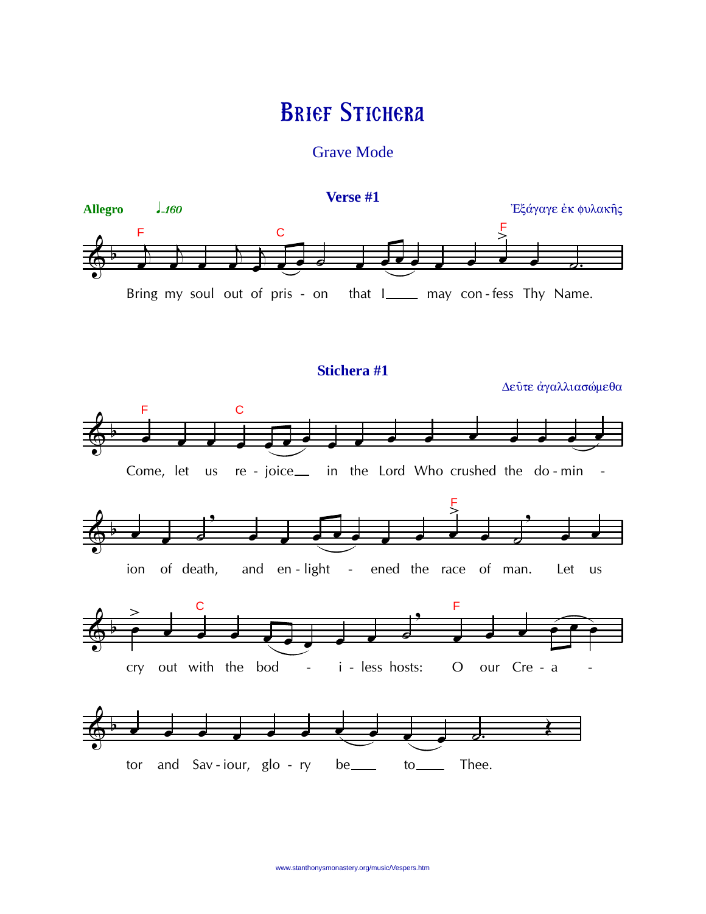# Brief Stichera

Grave Mode

## Verse #1

**Allegro** ♩=160

Ἐξάγαγε ἐκ φυλακῆς

Bring my soul out of pris - on that I___ may con - fess Thy Name.

## Stichera #1

Δεῦτε ἀγαλλιασώμεθα

Come, let us re - joice__ in the Lord Who crushed the do - min - ion of death, and en - light - ened the race of man. Let us cry out with the bod - i - less hosts: O our Cre - a - tor and Sav - iour, glo - ry be___ to___ Thee.

www.stanthonysmonastery.org/music/Vespers.htm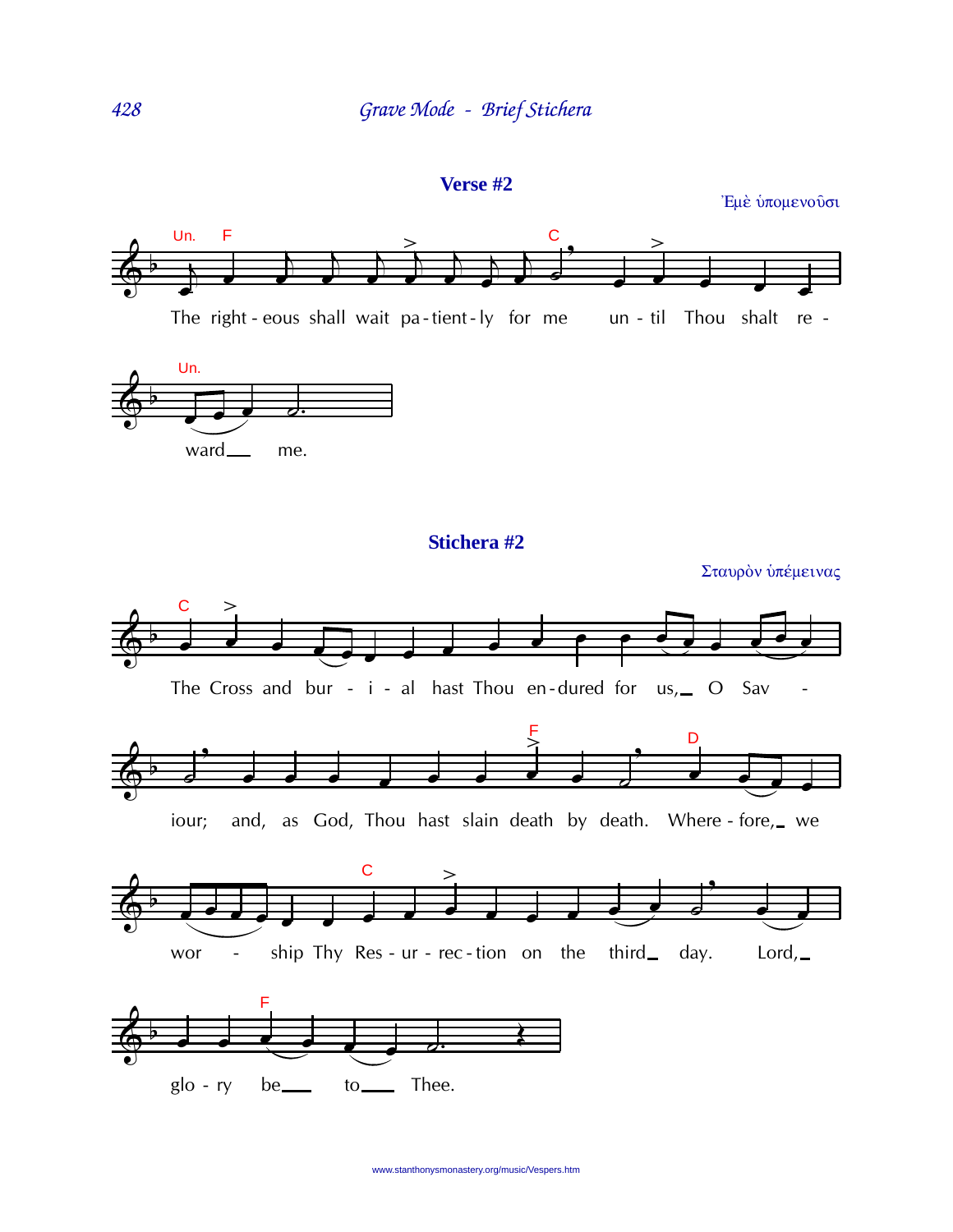## Verse #2

Ἐμὲ ὑπομενοῦσι

The right - eous shall wait pa - tient - ly for me un - til Thou shalt re - ward me.

## Stichera #2

Σταυρὸν ὑπέμεινας

The Cross and bur - i - al hast Thou en - dured for us, O Sav - iour; and, as God, Thou hast slain death by death. Where - fore, we wor - ship Thy Res - ur - rec - tion on the third day. Lord, glo - ry be to Thee.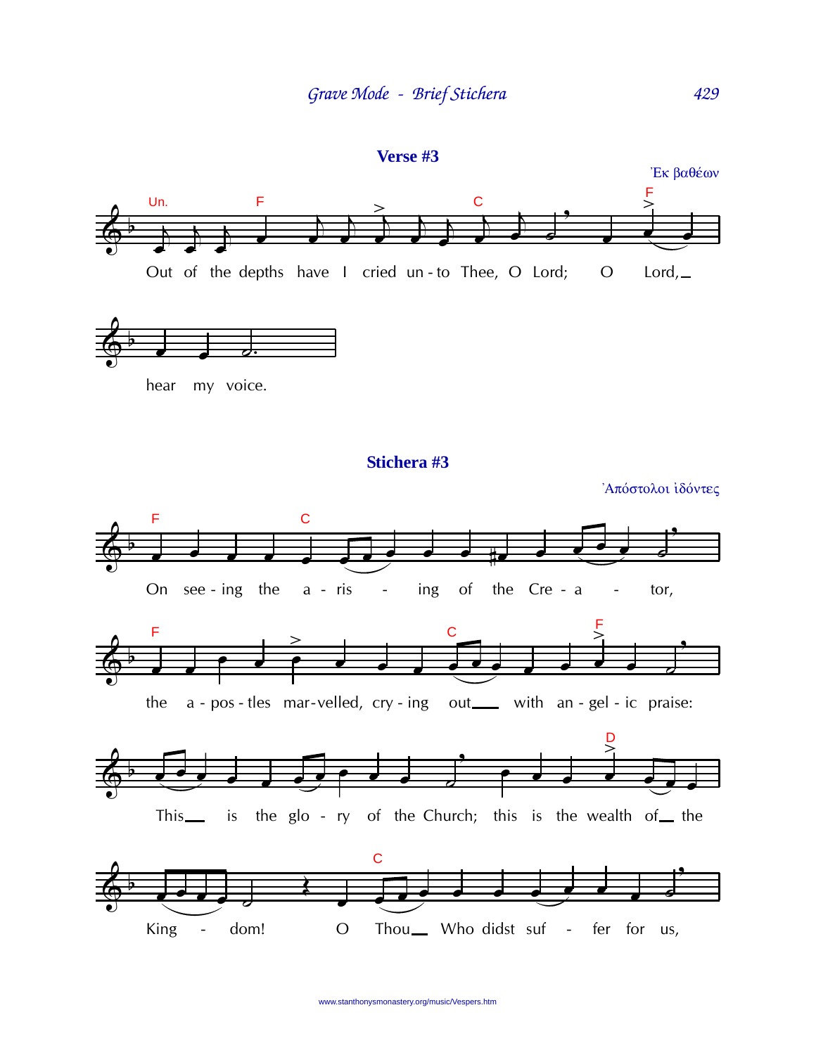## Verse #3

Ἐκ βαθέων

Out of the depths have I cried unto Thee, O Lord; O Lord, hear my voice.

## Stichera #3

Ἀπόστολοι ἰδόντες

On seeing the arising of the Creator, the apostles marvelled, crying out with angelic praise: This is the glory of the Church; this is the wealth of the Kingdom! O Thou Who didst suffer for us,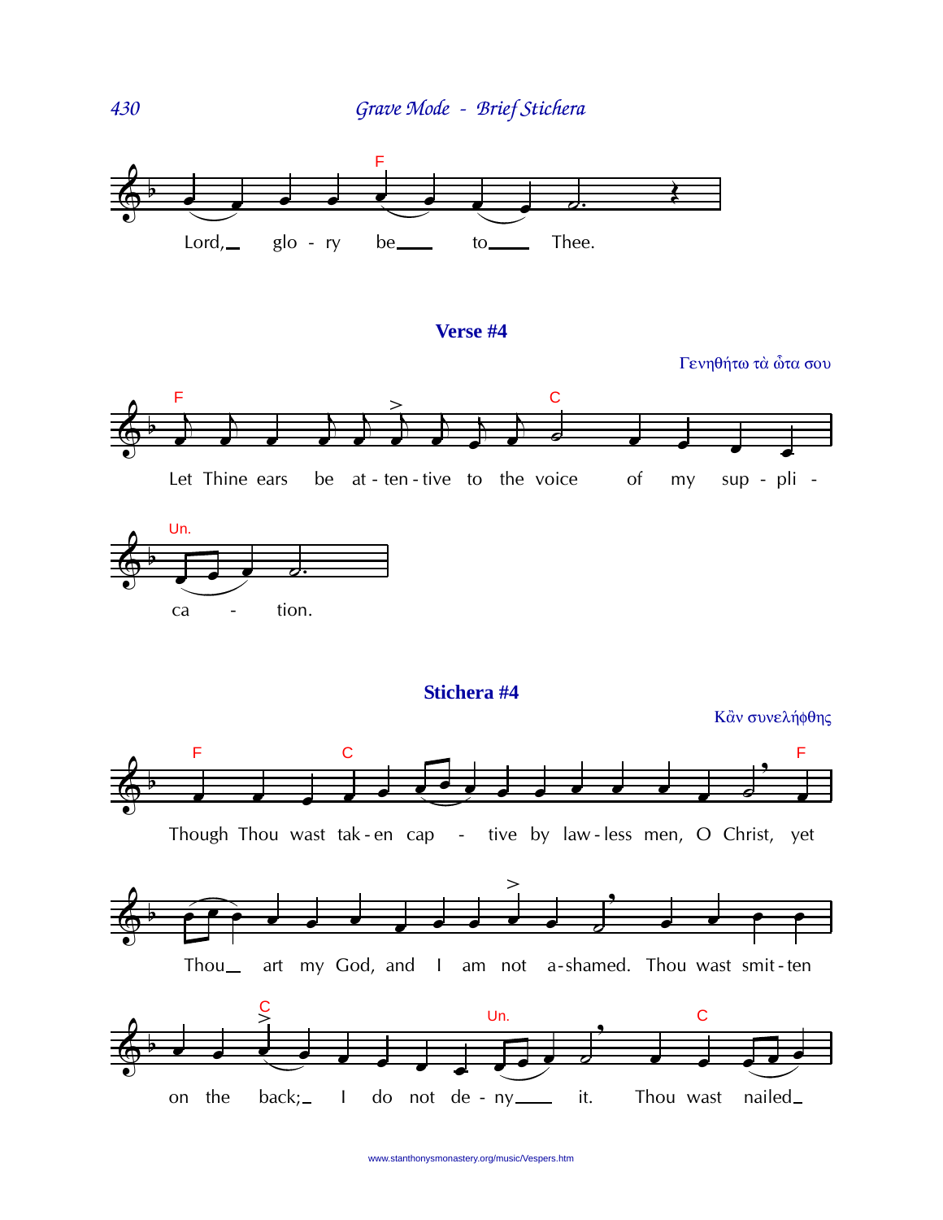Lord, glo - ry be to Thee.

## Verse #4

Γενηθήτω τὰ ὦτα σου

Let Thine ears be at - ten - tive to the voice of my sup - pli - ca - tion.

## Stichera #4

Κἂν συνελήφθης

Though Thou wast tak - en cap - tive by law - less men, O Christ, yet Thou art my God, and I am not a-shamed. Thou wast smit-ten on the back; I do not de - ny it. Thou wast nailed

www.stanthonysmonastery.org/music/Vespers.htm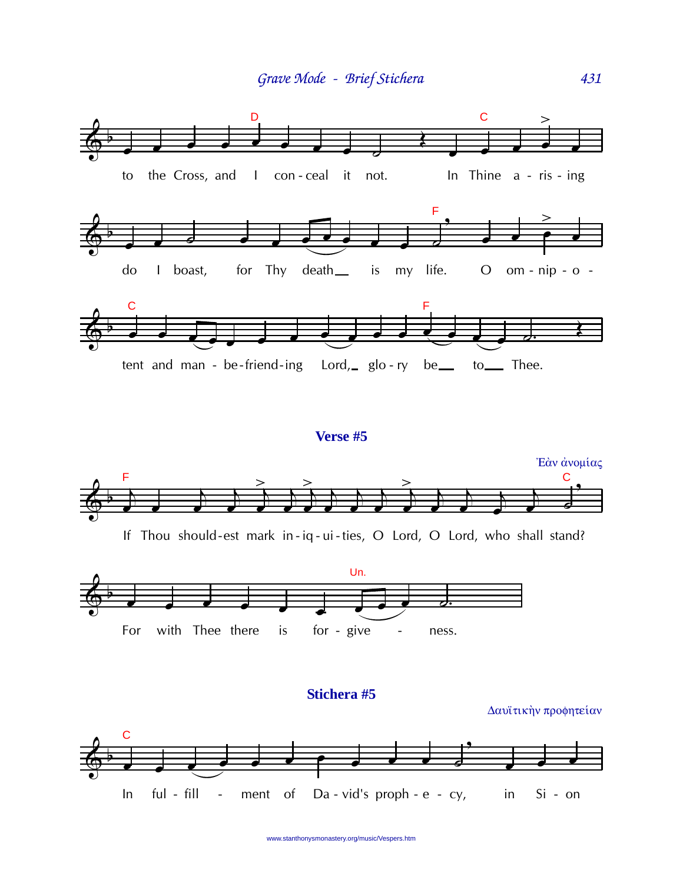to the Cross, and I con-ceal it not. In Thine a-ris-ing do I boast, for Thy death is my life. O om-nip-o-tent and man-be-friend-ing Lord, glo-ry be to Thee.

## Verse #5

Ἐὰν ἀνομίας

If Thou should-est mark in-iq-ui-ties, O Lord, O Lord, who shall stand? For with Thee there is for-give-ness.

## Stichera #5

Δαυϊτικὴν προφητείαν

In ful-fill-ment of Da-vid's proph-e-cy, in Si-on

www.stanthonysmonastery.org/music/Vespers.htm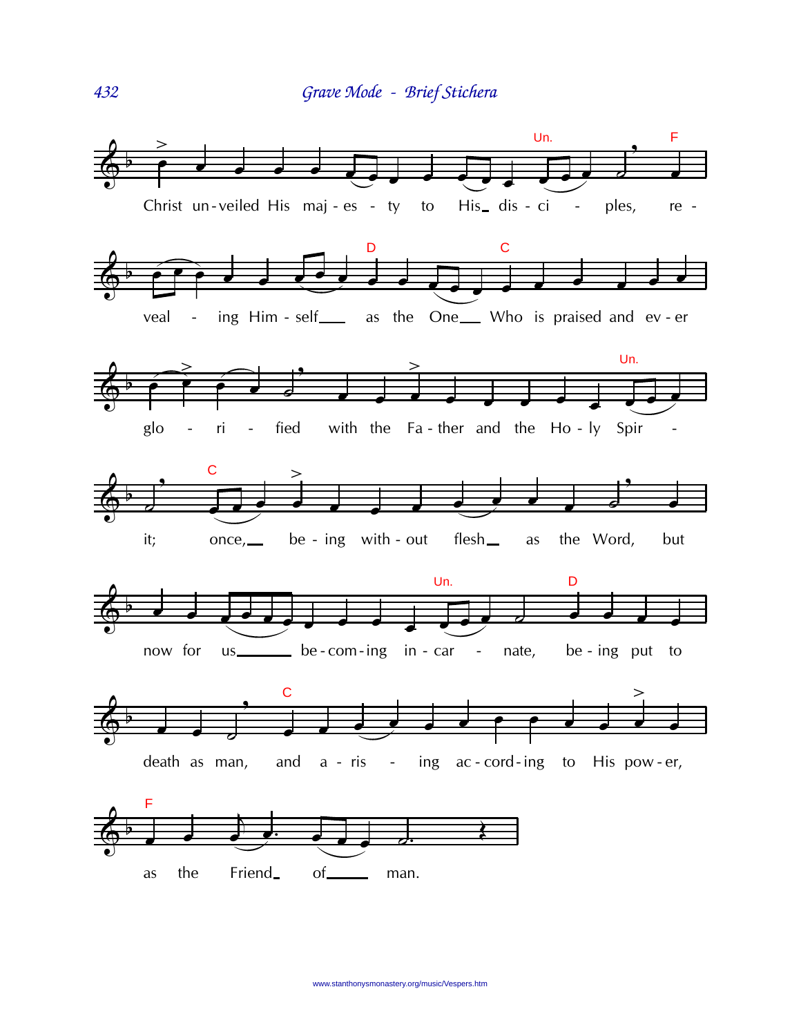Christ un-veiled His maj-es-ty to His dis-ci-ples, re-veal-ing Him-self as the One Who is praised and ev-er glo-ri-fied with the Fa-ther and the Ho-ly Spir-it; once, be-ing with-out flesh as the Word, but now for us be-com-ing in-car-nate, be-ing put to death as man, and a-ris-ing ac-cord-ing to His pow-er, as the Friend of man.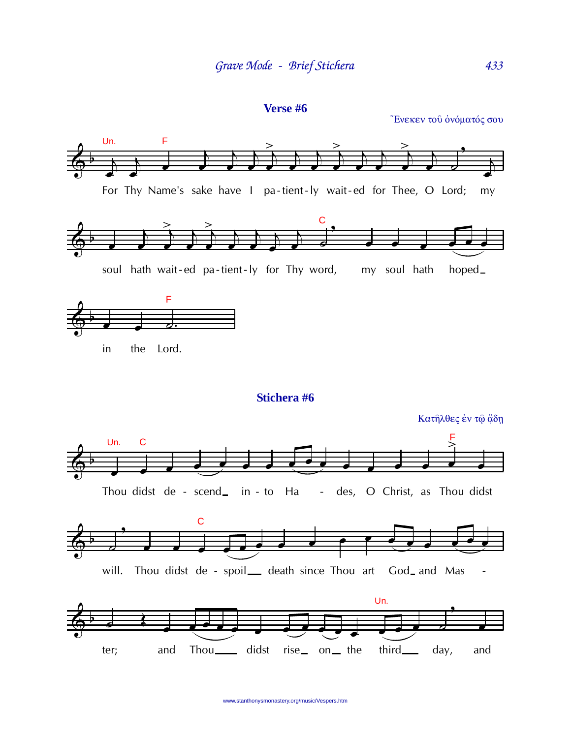## Verse #6

Ἕνεκεν τοῦ ὀνόματός σου

Un. F

For Thy Name's sake have I pa-tient-ly wait-ed for Thee, O Lord; my soul hath wait-ed pa-tient-ly for Thy word, C my soul hath hoped_ in the F Lord.

## Stichera #6

Κατῆλθες ἐν τῷ ᾅδη

Un. C

Thou didst de - scend_ in - to Ha - des, O Christ, as F Thou didst will. Thou didst C de - spoil__ death since Thou art God_ and Mas - ter; and Thou____ didst rise_ on_ the Un. third___ day, and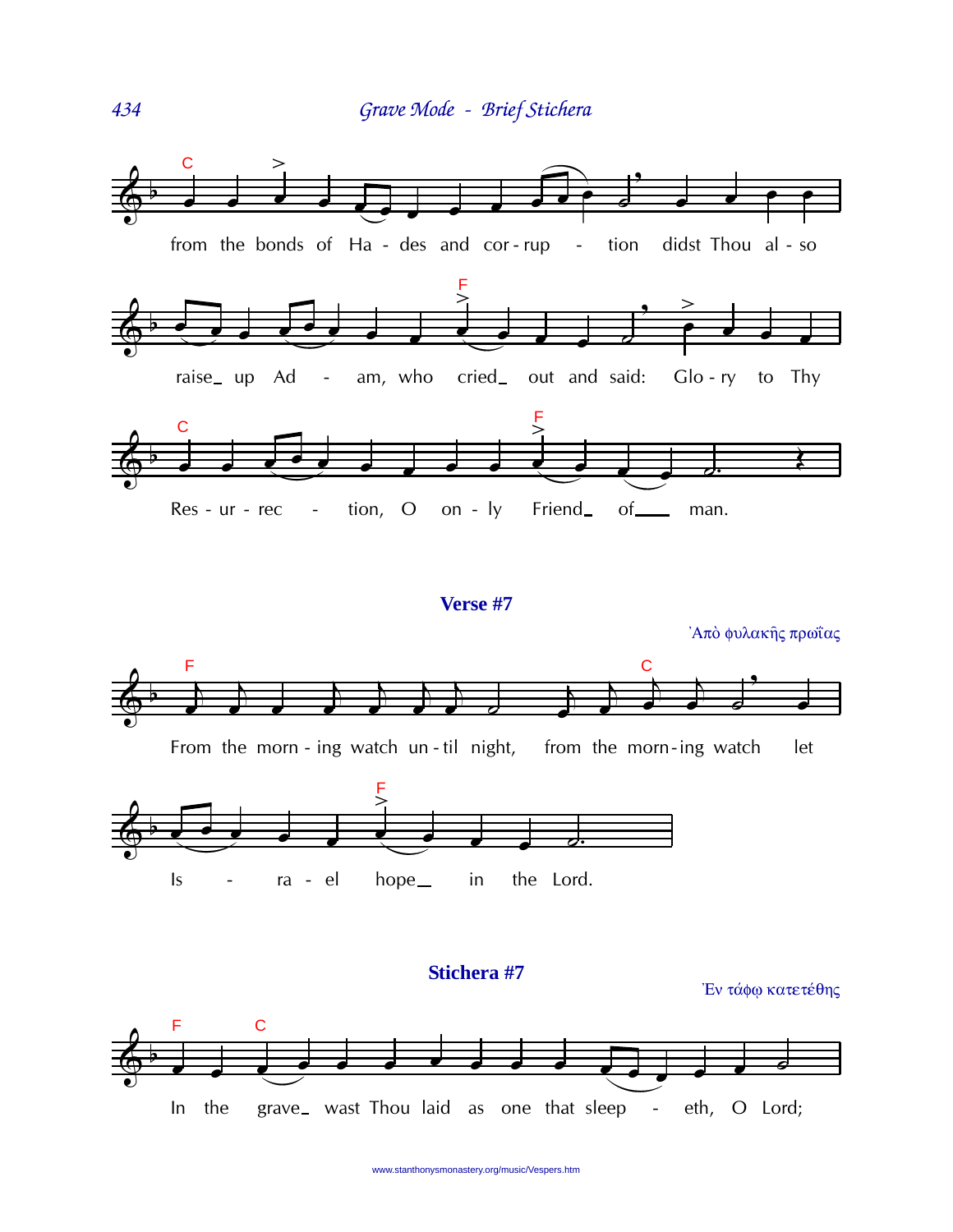from the bonds of Ha - des and cor - rup - tion didst Thou al - so

raise_ up Ad - am, who cried_ out and said: Glo - ry to Thy

Res - ur - rec - tion, O on - ly Friend_ of___ man.

## Verse #7

Ἀπὸ φυλακῆς πρωΐας

From the morn - ing watch un - til night, from the morn - ing watch let

Is - ra - el hope_ in the Lord.

## Stichera #7

Ἐν τάφῳ κατετέθης

In the grave_ wast Thou laid as one that sleep - eth, O Lord;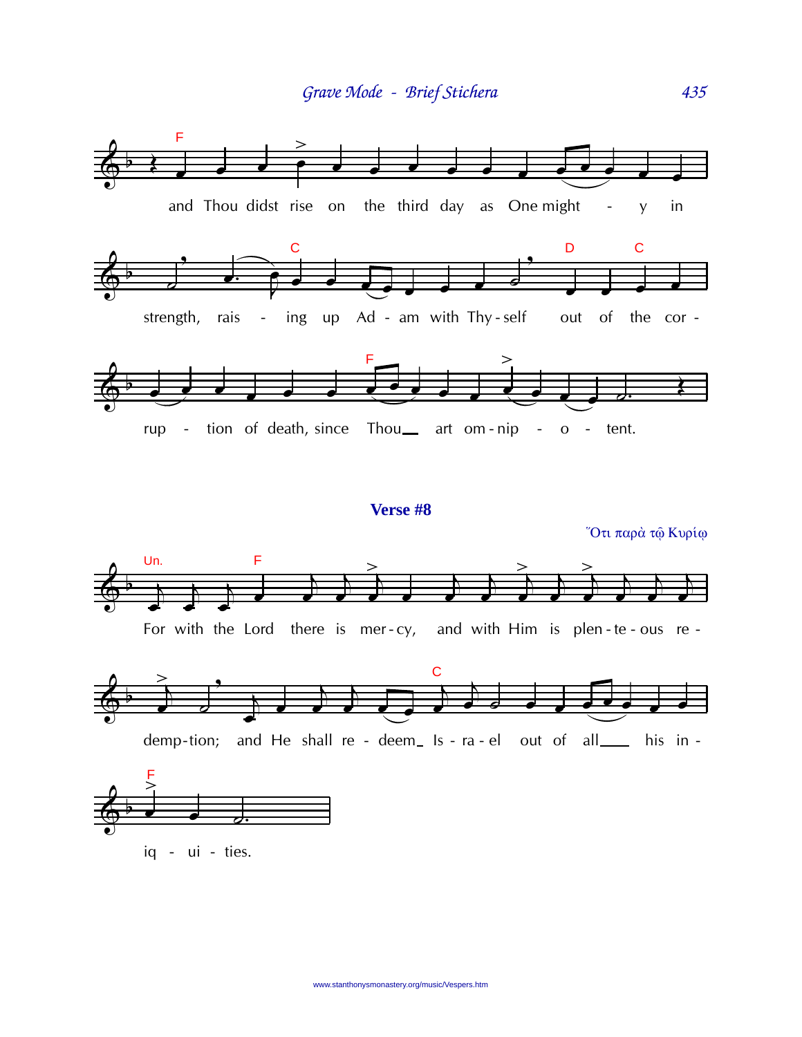and Thou didst rise on the third day as One mighty in strength, raising up Adam with Thyself out of the corruption of death, since Thou art omnipotent.

### **Verse #8**

Ὅτι παρὰ τῷ Κυρίῳ

For with the Lord there is mercy, and with Him is plenteous redemption; and He shall redeem Israel out of all his iniquities.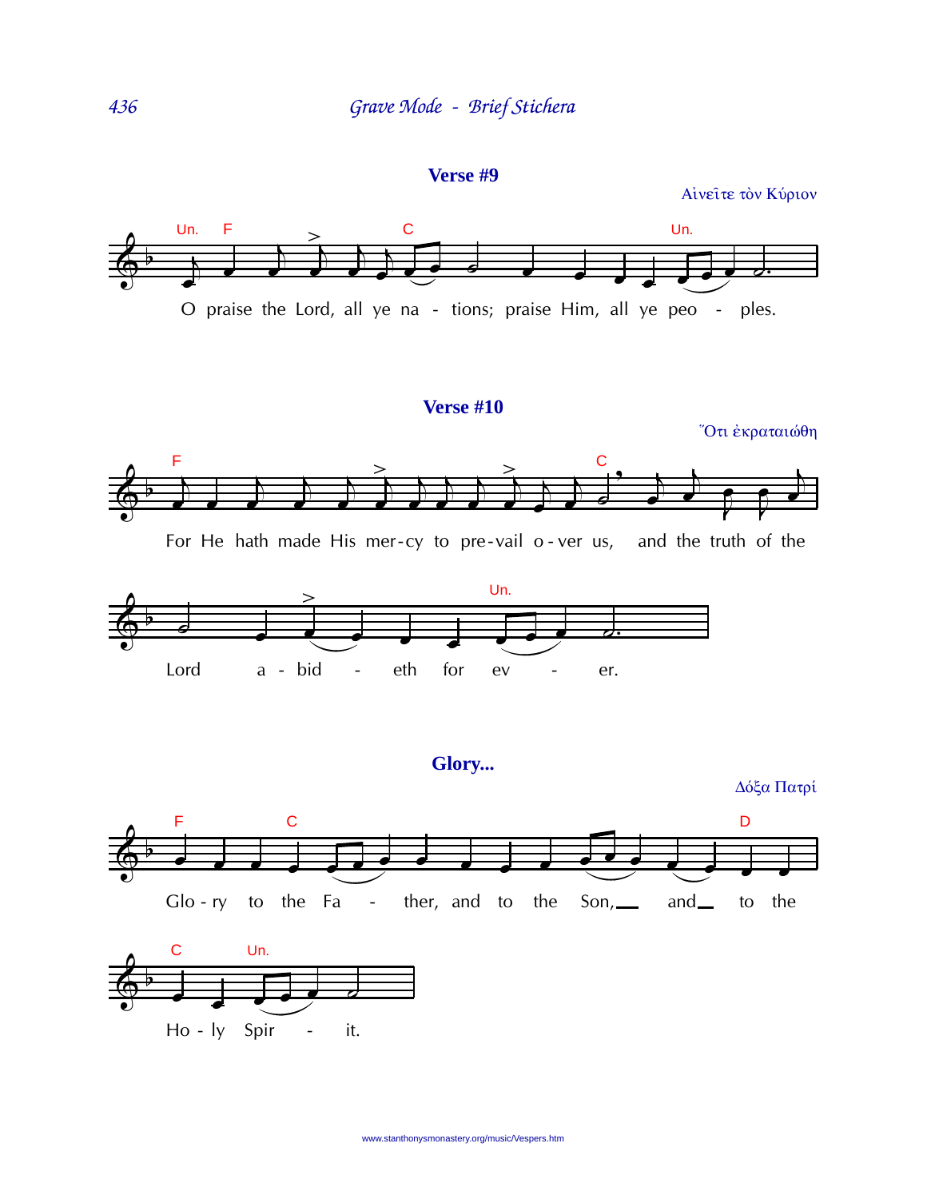## Verse #9

Αἰνεῖτε τὸν Κύριον

O praise the Lord, all ye na - tions; praise Him, all ye peo - ples.

## Verse #10

Ὅτι ἐκραταιώθη

For He hath made His mer-cy to pre-vail o-ver us, and the truth of the Lord a - bid - eth for ev - er.

## Glory...

Δόξα Πατρί

Glo - ry to the Fa - ther, and to the Son, and to the Ho - ly Spir - it.

www.stanthonysmonastery.org/music/Vespers.htm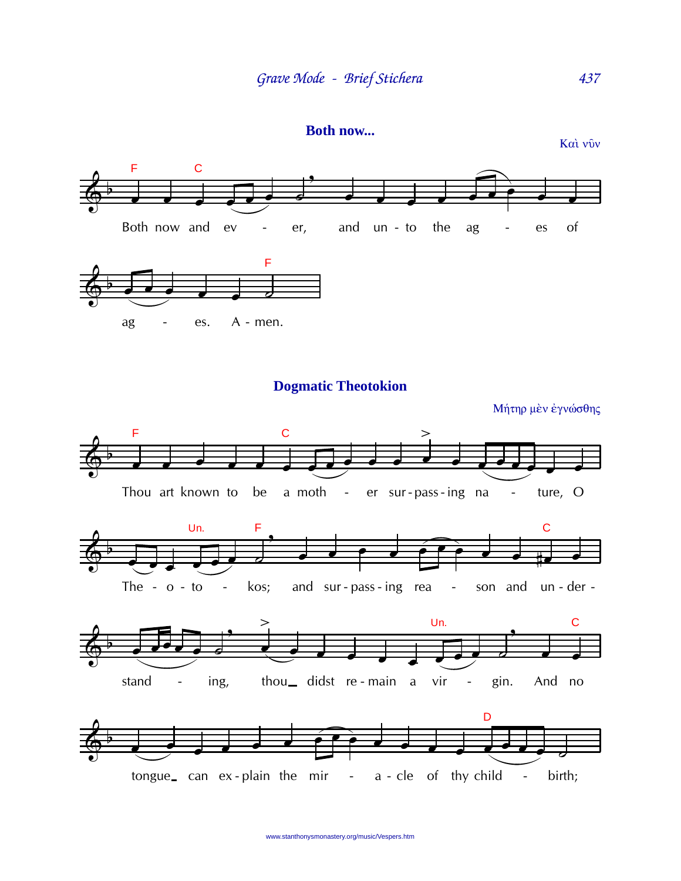## Both now...

Καὶ νῦν

F C

Both now and ev - er, and un - to the ag - es of

F

ag - es. A - men.

## Dogmatic Theotokion

Μήτηρ μὲν ἐγνώσθης

F C

Thou art known to be a moth - er sur-pass-ing na - ture, O

Un. F C

The - o - to - kos; and sur-pass-ing rea - son and un-der -

Un. C

stand - ing, thou didst re-main a vir - gin. And no

D

tongue can ex-plain the mir - a-cle of thy child - birth;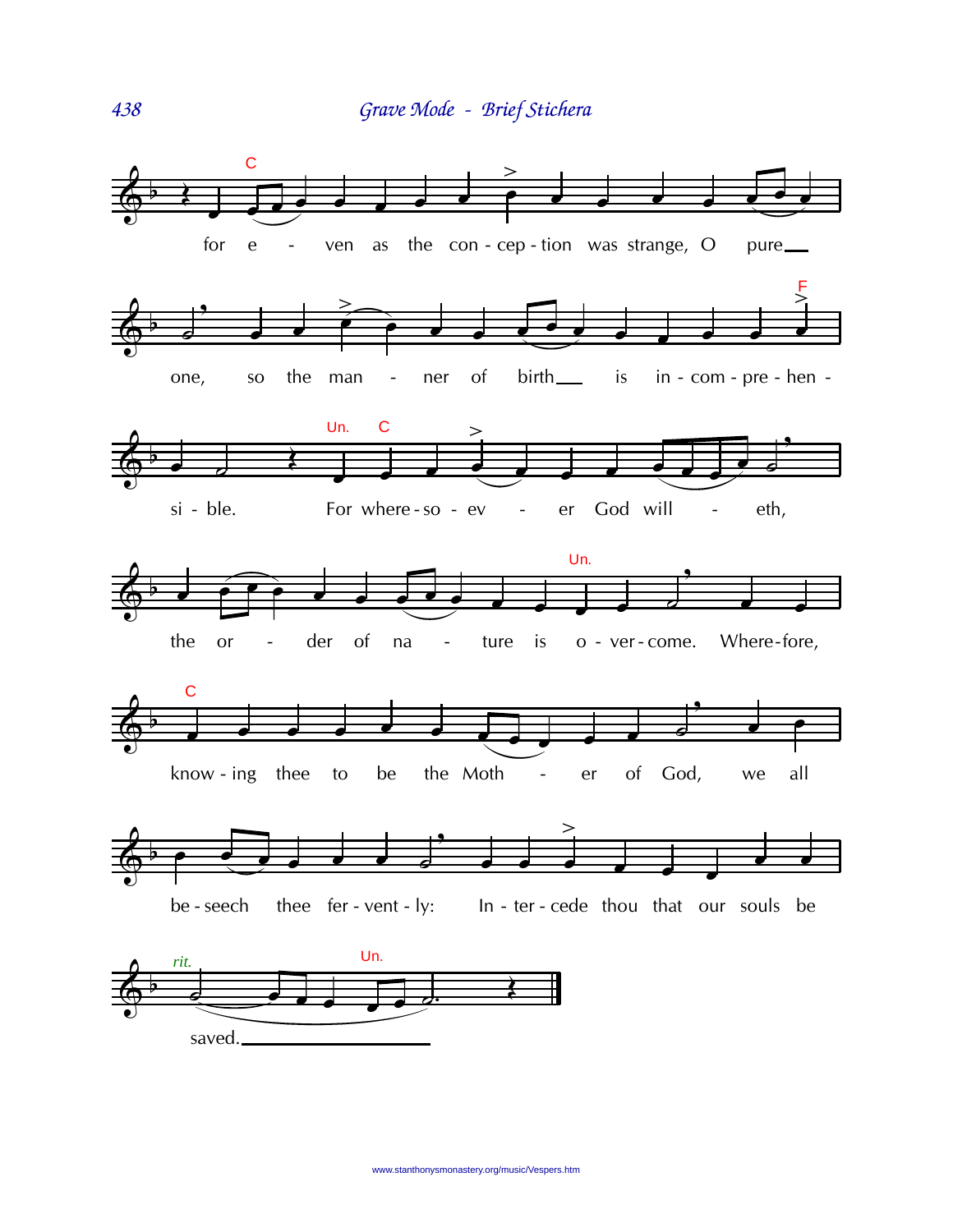for e - ven as the con - cep - tion was strange, O pure one, so the man - ner of birth is in - com - pre - hen - si - ble. For where - so - ev - er God will - eth, the or - der of na - ture is o - ver - come. Where-fore, know - ing thee to be the Moth - er of God, we all be - seech thee fer - vent - ly: In - ter - cede thou that our souls be saved.